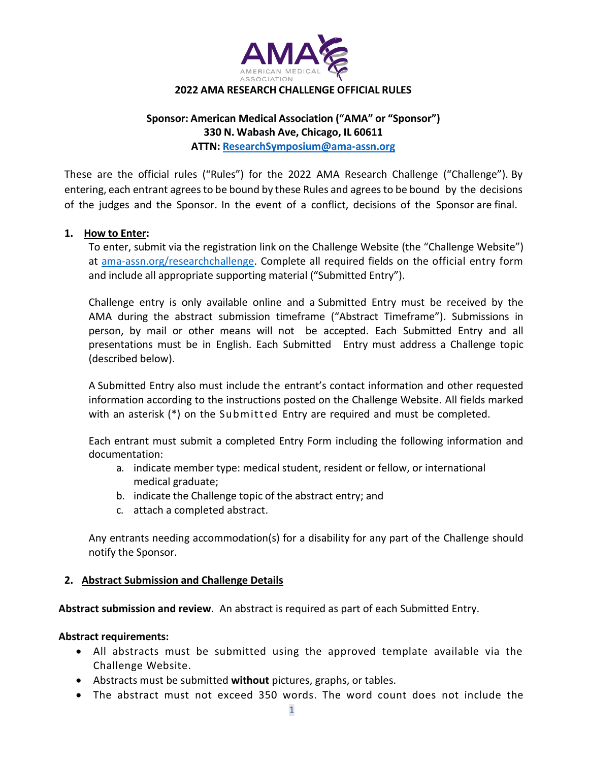# 2022 AMA RESEARCH CHALLENGE OFFICIAL RULES

**Sponsor: American Medical Association ("AMA" or "Sponsor")**
**330 N. Wabash Ave, Chicago, IL 60611**
**ATTN: ResearchSymposium@ama-assn.org**

These are the official rules ("Rules") for the 2022 AMA Research Challenge ("Challenge"). By entering, each entrant agrees to be bound by these Rules and agrees to be bound by the decisions of the judges and the Sponsor. In the event of a conflict, decisions of the Sponsor are final.

## 1. How to Enter:

To enter, submit via the registration link on the Challenge Website (the "Challenge Website") at ama-assn.org/researchchallenge. Complete all required fields on the official entry form and include all appropriate supporting material ("Submitted Entry").

Challenge entry is only available online and a Submitted Entry must be received by the AMA during the abstract submission timeframe ("Abstract Timeframe"). Submissions in person, by mail or other means will not be accepted. Each Submitted Entry and all presentations must be in English. Each Submitted Entry must address a Challenge topic (described below).

A Submitted Entry also must include the entrant's contact information and other requested information according to the instructions posted on the Challenge Website. All fields marked with an asterisk (*) on the Submitted Entry are required and must be completed.

Each entrant must submit a completed Entry Form including the following information and documentation:

a. indicate member type: medical student, resident or fellow, or international medical graduate;
b. indicate the Challenge topic of the abstract entry; and
c. attach a completed abstract.

Any entrants needing accommodation(s) for a disability for any part of the Challenge should notify the Sponsor.

## 2. Abstract Submission and Challenge Details

**Abstract submission and review**. An abstract is required as part of each Submitted Entry.

**Abstract requirements:**

- All abstracts must be submitted using the approved template available via the Challenge Website.
- Abstracts must be submitted **without** pictures, graphs, or tables.
- The abstract must not exceed 350 words. The word count does not include the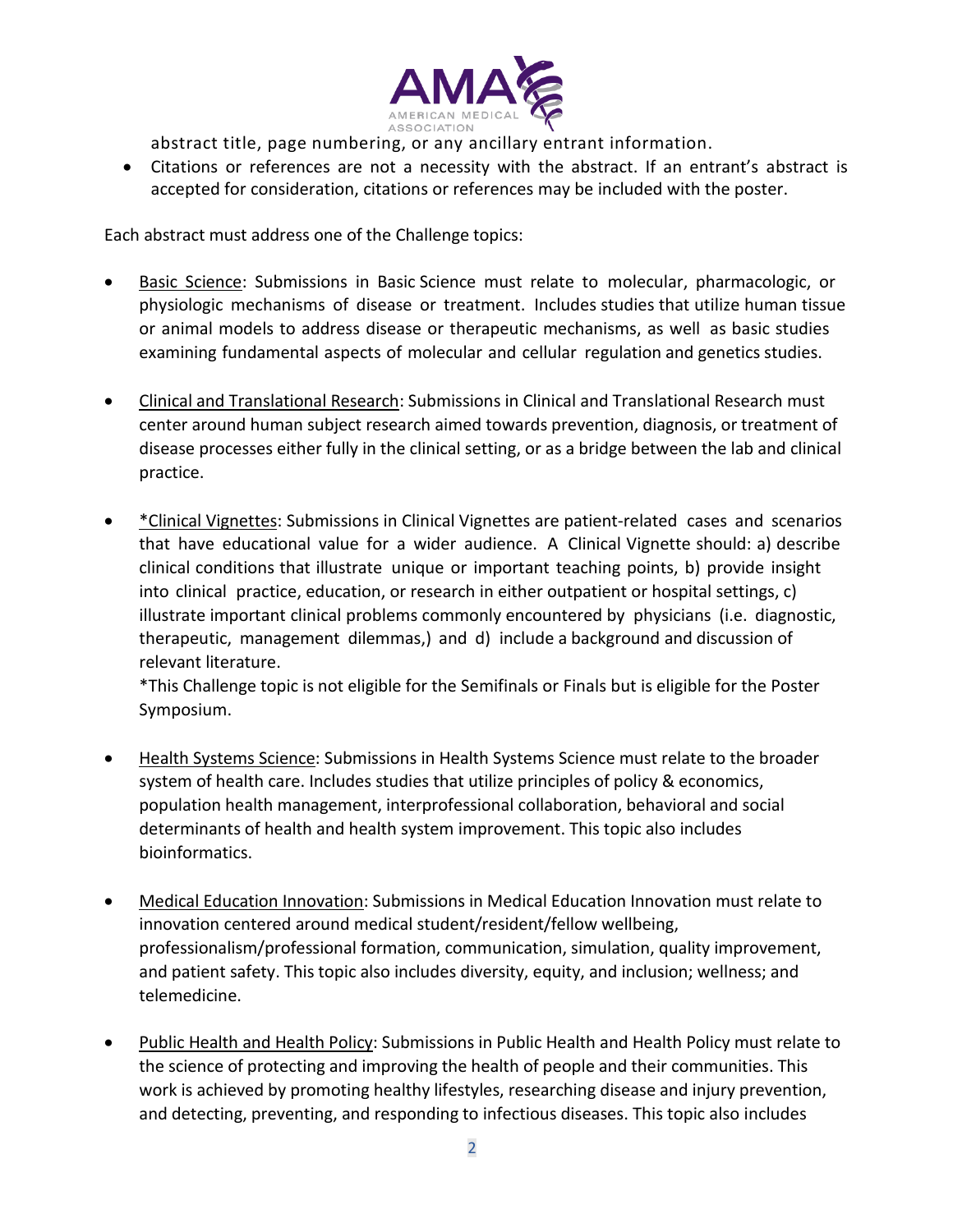abstract title, page numbering, or any ancillary entrant information.

- Citations or references are not a necessity with the abstract. If an entrant's abstract is accepted for consideration, citations or references may be included with the poster.

Each abstract must address one of the Challenge topics:

- Basic Science: Submissions in Basic Science must relate to molecular, pharmacologic, or physiologic mechanisms of disease or treatment. Includes studies that utilize human tissue or animal models to address disease or therapeutic mechanisms, as well as basic studies examining fundamental aspects of molecular and cellular regulation and genetics studies.

- Clinical and Translational Research: Submissions in Clinical and Translational Research must center around human subject research aimed towards prevention, diagnosis, or treatment of disease processes either fully in the clinical setting, or as a bridge between the lab and clinical practice.

- *Clinical Vignettes: Submissions in Clinical Vignettes are patient-related cases and scenarios that have educational value for a wider audience. A Clinical Vignette should: a) describe clinical conditions that illustrate unique or important teaching points, b) provide insight into clinical practice, education, or research in either outpatient or hospital settings, c) illustrate important clinical problems commonly encountered by physicians (i.e. diagnostic, therapeutic, management dilemmas,) and d) include a background and discussion of relevant literature.

  *This Challenge topic is not eligible for the Semifinals or Finals but is eligible for the Poster Symposium.

- Health Systems Science: Submissions in Health Systems Science must relate to the broader system of health care. Includes studies that utilize principles of policy & economics, population health management, interprofessional collaboration, behavioral and social determinants of health and health system improvement. This topic also includes bioinformatics.

- Medical Education Innovation: Submissions in Medical Education Innovation must relate to innovation centered around medical student/resident/fellow wellbeing, professionalism/professional formation, communication, simulation, quality improvement, and patient safety. This topic also includes diversity, equity, and inclusion; wellness; and telemedicine.

- Public Health and Health Policy: Submissions in Public Health and Health Policy must relate to the science of protecting and improving the health of people and their communities. This work is achieved by promoting healthy lifestyles, researching disease and injury prevention, and detecting, preventing, and responding to infectious diseases. This topic also includes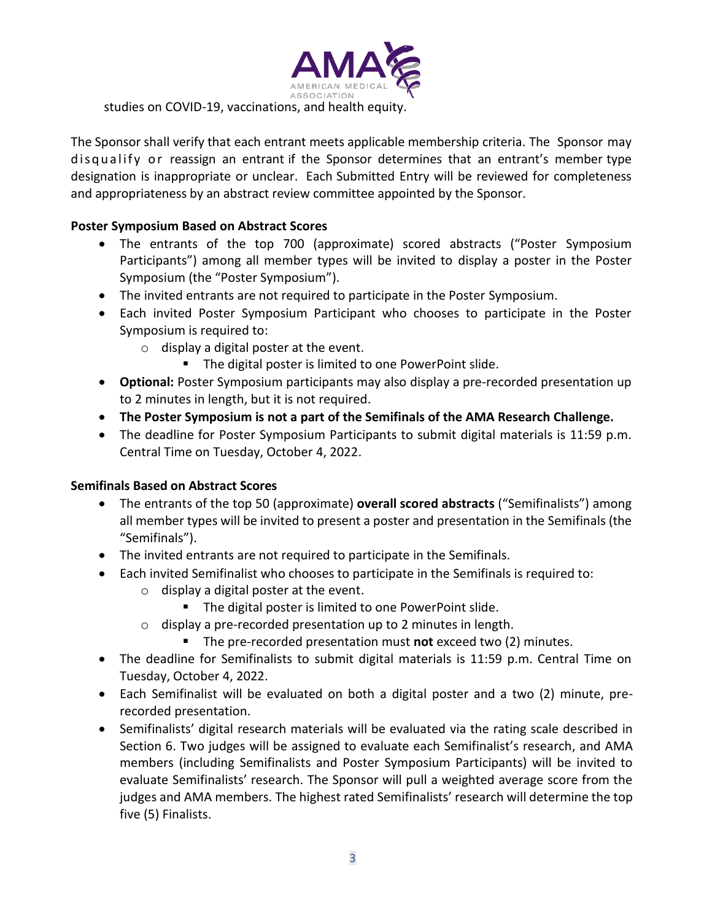studies on COVID-19, vaccinations, and health equity.

The Sponsor shall verify that each entrant meets applicable membership criteria. The Sponsor may disqualify or reassign an entrant if the Sponsor determines that an entrant's member type designation is inappropriate or unclear. Each Submitted Entry will be reviewed for completeness and appropriateness by an abstract review committee appointed by the Sponsor.

**Poster Symposium Based on Abstract Scores**

- The entrants of the top 700 (approximate) scored abstracts ("Poster Symposium Participants") among all member types will be invited to display a poster in the Poster Symposium (the "Poster Symposium").
- The invited entrants are not required to participate in the Poster Symposium.
- Each invited Poster Symposium Participant who chooses to participate in the Poster Symposium is required to:
    - display a digital poster at the event.
        - The digital poster is limited to one PowerPoint slide.
- **Optional:** Poster Symposium participants may also display a pre-recorded presentation up to 2 minutes in length, but it is not required.
- **The Poster Symposium is not a part of the Semifinals of the AMA Research Challenge.**
- The deadline for Poster Symposium Participants to submit digital materials is 11:59 p.m. Central Time on Tuesday, October 4, 2022.

**Semifinals Based on Abstract Scores**

- The entrants of the top 50 (approximate) **overall scored abstracts** ("Semifinalists") among all member types will be invited to present a poster and presentation in the Semifinals (the "Semifinals").
- The invited entrants are not required to participate in the Semifinals.
- Each invited Semifinalist who chooses to participate in the Semifinals is required to:
    - display a digital poster at the event.
        - The digital poster is limited to one PowerPoint slide.
    - display a pre-recorded presentation up to 2 minutes in length.
        - The pre-recorded presentation must **not** exceed two (2) minutes.
- The deadline for Semifinalists to submit digital materials is 11:59 p.m. Central Time on Tuesday, October 4, 2022.
- Each Semifinalist will be evaluated on both a digital poster and a two (2) minute, pre-recorded presentation.
- Semifinalists' digital research materials will be evaluated via the rating scale described in Section 6. Two judges will be assigned to evaluate each Semifinalist's research, and AMA members (including Semifinalists and Poster Symposium Participants) will be invited to evaluate Semifinalists' research. The Sponsor will pull a weighted average score from the judges and AMA members. The highest rated Semifinalists' research will determine the top five (5) Finalists.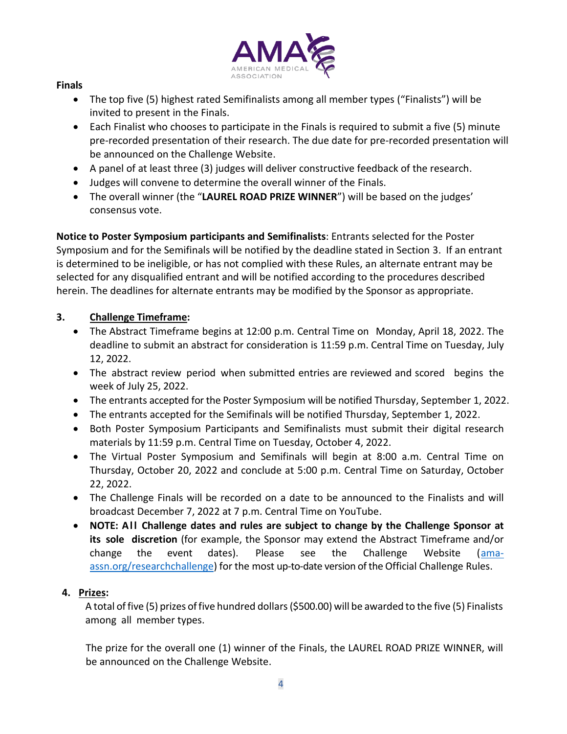**Finals**

- The top five (5) highest rated Semifinalists among all member types ("Finalists") will be invited to present in the Finals.
- Each Finalist who chooses to participate in the Finals is required to submit a five (5) minute pre-recorded presentation of their research. The due date for pre-recorded presentation will be announced on the Challenge Website.
- A panel of at least three (3) judges will deliver constructive feedback of the research.
- Judges will convene to determine the overall winner of the Finals.
- The overall winner (the "**LAUREL ROAD PRIZE WINNER**") will be based on the judges' consensus vote.

**Notice to Poster Symposium participants and Semifinalists**: Entrants selected for the Poster Symposium and for the Semifinals will be notified by the deadline stated in Section 3. If an entrant is determined to be ineligible, or has not complied with these Rules, an alternate entrant may be selected for any disqualified entrant and will be notified according to the procedures described herein. The deadlines for alternate entrants may be modified by the Sponsor as appropriate.

**3. <u>Challenge Timeframe</u>:**

- The Abstract Timeframe begins at 12:00 p.m. Central Time on Monday, April 18, 2022. The deadline to submit an abstract for consideration is 11:59 p.m. Central Time on Tuesday, July 12, 2022.
- The abstract review period when submitted entries are reviewed and scored begins the week of July 25, 2022.
- The entrants accepted for the Poster Symposium will be notified Thursday, September 1, 2022.
- The entrants accepted for the Semifinals will be notified Thursday, September 1, 2022.
- Both Poster Symposium Participants and Semifinalists must submit their digital research materials by 11:59 p.m. Central Time on Tuesday, October 4, 2022.
- The Virtual Poster Symposium and Semifinals will begin at 8:00 a.m. Central Time on Thursday, October 20, 2022 and conclude at 5:00 p.m. Central Time on Saturday, October 22, 2022.
- The Challenge Finals will be recorded on a date to be announced to the Finalists and will broadcast December 7, 2022 at 7 p.m. Central Time on YouTube.
- **NOTE: All Challenge dates and rules are subject to change by the Challenge Sponsor at its sole discretion** (for example, the Sponsor may extend the Abstract Timeframe and/or change the event dates). Please see the Challenge Website ([ama-assn.org/researchchallenge](ama-assn.org/researchchallenge)) for the most up-to-date version of the Official Challenge Rules.

**4. <u>Prizes</u>:**

A total of five (5) prizes of five hundred dollars ($500.00) will be awarded to the five (5) Finalists among all member types.

The prize for the overall one (1) winner of the Finals, the LAUREL ROAD PRIZE WINNER, will be announced on the Challenge Website.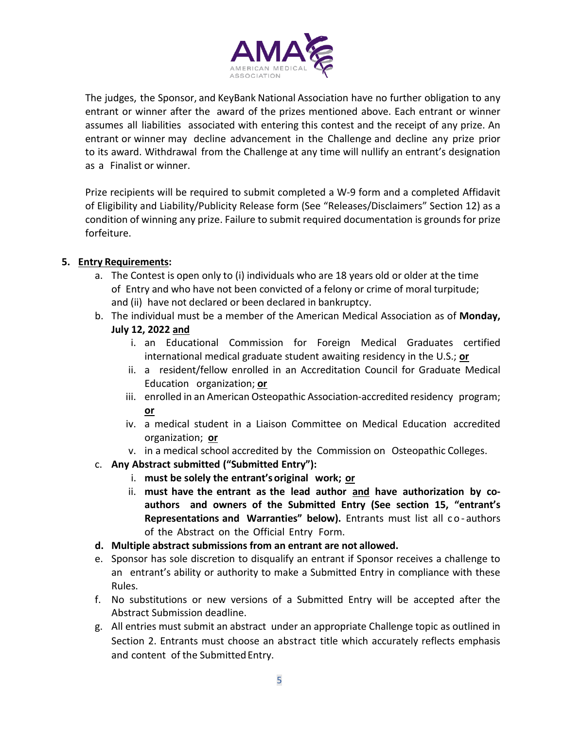The judges, the Sponsor, and KeyBank National Association have no further obligation to any entrant or winner after the award of the prizes mentioned above. Each entrant or winner assumes all liabilities associated with entering this contest and the receipt of any prize. An entrant or winner may decline advancement in the Challenge and decline any prize prior to its award. Withdrawal from the Challenge at any time will nullify an entrant's designation as a Finalist or winner.

Prize recipients will be required to submit completed a W-9 form and a completed Affidavit of Eligibility and Liability/Publicity Release form (See "Releases/Disclaimers" Section 12) as a condition of winning any prize. Failure to submit required documentation is grounds for prize forfeiture.

**5. Entry Requirements:**

a. The Contest is open only to (i) individuals who are 18 years old or older at the time of Entry and who have not been convicted of a felony or crime of moral turpitude; and (ii) have not declared or been declared in bankruptcy.

b. The individual must be a member of the American Medical Association as of **Monday, July 12, 2022 and**
   i. an Educational Commission for Foreign Medical Graduates certified international medical graduate student awaiting residency in the U.S.; **or**
   ii. a resident/fellow enrolled in an Accreditation Council for Graduate Medical Education organization; **or**
   iii. enrolled in an American Osteopathic Association-accredited residency program; **or**
   iv. a medical student in a Liaison Committee on Medical Education accredited organization; **or**
   v. in a medical school accredited by the Commission on Osteopathic Colleges.

c. **Any Abstract submitted ("Submitted Entry"):**
   i. **must be solely the entrant's original work; or**
   ii. **must have the entrant as the lead author and have authorization by co-authors and owners of the Submitted Entry (See section 15, "entrant's Representations and Warranties" below).** Entrants must list all co-authors of the Abstract on the Official Entry Form.

**d. Multiple abstract submissions from an entrant are not allowed.**

e. Sponsor has sole discretion to disqualify an entrant if Sponsor receives a challenge to an entrant's ability or authority to make a Submitted Entry in compliance with these Rules.

f. No substitutions or new versions of a Submitted Entry will be accepted after the Abstract Submission deadline.

g. All entries must submit an abstract under an appropriate Challenge topic as outlined in Section 2. Entrants must choose an abstract title which accurately reflects emphasis and content of the Submitted Entry.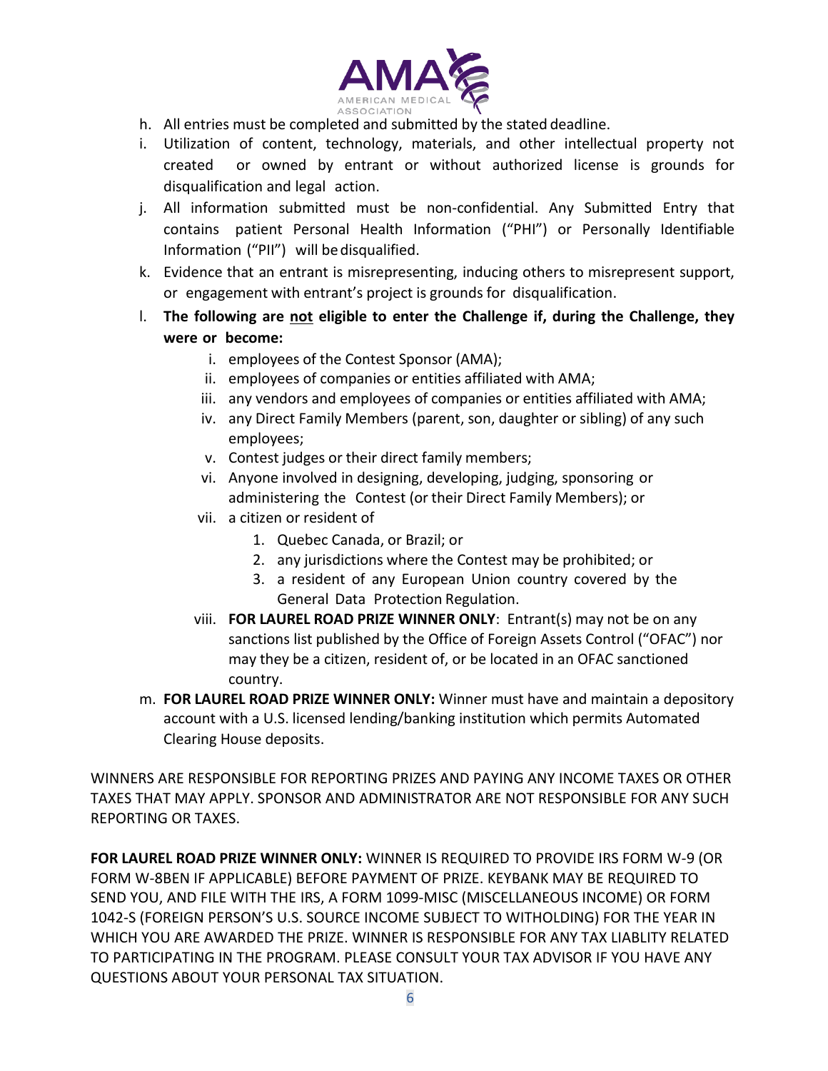h. All entries must be completed and submitted by the stated deadline.

i. Utilization of content, technology, materials, and other intellectual property not created or owned by entrant or without authorized license is grounds for disqualification and legal action.

j. All information submitted must be non-confidential. Any Submitted Entry that contains patient Personal Health Information ("PHI") or Personally Identifiable Information ("PII") will be disqualified.

k. Evidence that an entrant is misrepresenting, inducing others to misrepresent support, or engagement with entrant's project is grounds for disqualification.

l. **The following are <u>not</u> eligible to enter the Challenge if, during the Challenge, they were or become:**

   i. employees of the Contest Sponsor (AMA);

   ii. employees of companies or entities affiliated with AMA;

   iii. any vendors and employees of companies or entities affiliated with AMA;

   iv. any Direct Family Members (parent, son, daughter or sibling) of any such employees;

   v. Contest judges or their direct family members;

   vi. Anyone involved in designing, developing, judging, sponsoring or administering the Contest (or their Direct Family Members); or

   vii. a citizen or resident of

      1. Quebec Canada, or Brazil; or
      2. any jurisdictions where the Contest may be prohibited; or
      3. a resident of any European Union country covered by the General Data Protection Regulation.

   viii. **FOR LAUREL ROAD PRIZE WINNER ONLY**: Entrant(s) may not be on any sanctions list published by the Office of Foreign Assets Control ("OFAC") nor may they be a citizen, resident of, or be located in an OFAC sanctioned country.

m. **FOR LAUREL ROAD PRIZE WINNER ONLY:** Winner must have and maintain a depository account with a U.S. licensed lending/banking institution which permits Automated Clearing House deposits.

WINNERS ARE RESPONSIBLE FOR REPORTING PRIZES AND PAYING ANY INCOME TAXES OR OTHER TAXES THAT MAY APPLY. SPONSOR AND ADMINISTRATOR ARE NOT RESPONSIBLE FOR ANY SUCH REPORTING OR TAXES.

**FOR LAUREL ROAD PRIZE WINNER ONLY:** WINNER IS REQUIRED TO PROVIDE IRS FORM W-9 (OR FORM W-8BEN IF APPLICABLE) BEFORE PAYMENT OF PRIZE. KEYBANK MAY BE REQUIRED TO SEND YOU, AND FILE WITH THE IRS, A FORM 1099-MISC (MISCELLANEOUS INCOME) OR FORM 1042-S (FOREIGN PERSON'S U.S. SOURCE INCOME SUBJECT TO WITHOLDING) FOR THE YEAR IN WHICH YOU ARE AWARDED THE PRIZE. WINNER IS RESPONSIBLE FOR ANY TAX LIABLITY RELATED TO PARTICIPATING IN THE PROGRAM. PLEASE CONSULT YOUR TAX ADVISOR IF YOU HAVE ANY QUESTIONS ABOUT YOUR PERSONAL TAX SITUATION.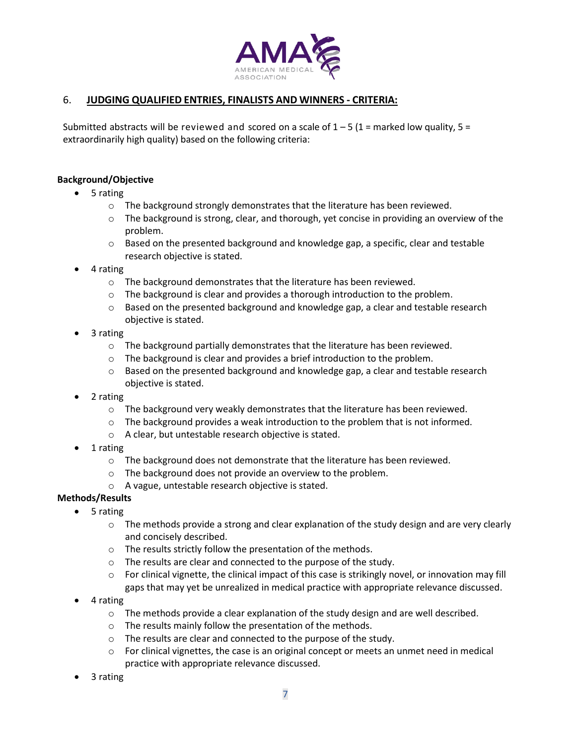## 6. **JUDGING QUALIFIED ENTRIES, FINALISTS AND WINNERS - CRITERIA:**

Submitted abstracts will be reviewed and scored on a scale of 1 – 5 (1 = marked low quality, 5 = extraordinarily high quality) based on the following criteria:

**Background/Objective**

- 5 rating
  - The background strongly demonstrates that the literature has been reviewed.
  - The background is strong, clear, and thorough, yet concise in providing an overview of the problem.
  - Based on the presented background and knowledge gap, a specific, clear and testable research objective is stated.
- 4 rating
  - The background demonstrates that the literature has been reviewed.
  - The background is clear and provides a thorough introduction to the problem.
  - Based on the presented background and knowledge gap, a clear and testable research objective is stated.
- 3 rating
  - The background partially demonstrates that the literature has been reviewed.
  - The background is clear and provides a brief introduction to the problem.
  - Based on the presented background and knowledge gap, a clear and testable research objective is stated.
- 2 rating
  - The background very weakly demonstrates that the literature has been reviewed.
  - The background provides a weak introduction to the problem that is not informed.
  - A clear, but untestable research objective is stated.
- 1 rating
  - The background does not demonstrate that the literature has been reviewed.
  - The background does not provide an overview to the problem.
  - A vague, untestable research objective is stated.

**Methods/Results**

- 5 rating
  - The methods provide a strong and clear explanation of the study design and are very clearly and concisely described.
  - The results strictly follow the presentation of the methods.
  - The results are clear and connected to the purpose of the study.
  - For clinical vignette, the clinical impact of this case is strikingly novel, or innovation may fill gaps that may yet be unrealized in medical practice with appropriate relevance discussed.
- 4 rating
  - The methods provide a clear explanation of the study design and are well described.
  - The results mainly follow the presentation of the methods.
  - The results are clear and connected to the purpose of the study.
  - For clinical vignettes, the case is an original concept or meets an unmet need in medical practice with appropriate relevance discussed.
- 3 rating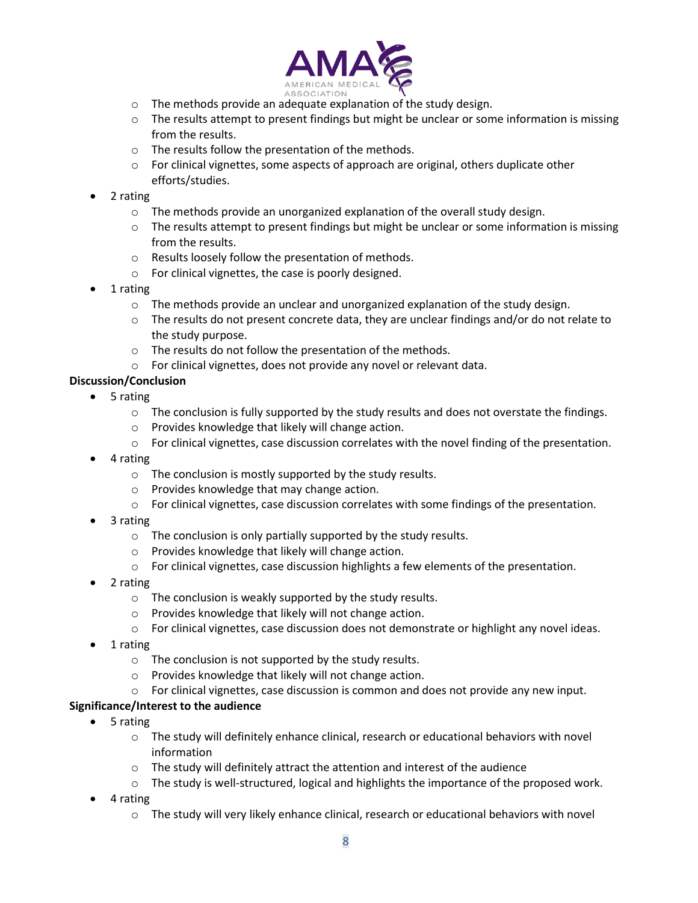- The methods provide an adequate explanation of the study design.
  - The results attempt to present findings but might be unclear or some information is missing from the results.
  - The results follow the presentation of the methods.
  - For clinical vignettes, some aspects of approach are original, others duplicate other efforts/studies.
- 2 rating
  - The methods provide an unorganized explanation of the overall study design.
  - The results attempt to present findings but might be unclear or some information is missing from the results.
  - Results loosely follow the presentation of methods.
  - For clinical vignettes, the case is poorly designed.
- 1 rating
  - The methods provide an unclear and unorganized explanation of the study design.
  - The results do not present concrete data, they are unclear findings and/or do not relate to the study purpose.
  - The results do not follow the presentation of the methods.
  - For clinical vignettes, does not provide any novel or relevant data.

**Discussion/Conclusion**

- 5 rating
  - The conclusion is fully supported by the study results and does not overstate the findings.
  - Provides knowledge that likely will change action.
  - For clinical vignettes, case discussion correlates with the novel finding of the presentation.
- 4 rating
  - The conclusion is mostly supported by the study results.
  - Provides knowledge that may change action.
  - For clinical vignettes, case discussion correlates with some findings of the presentation.
- 3 rating
  - The conclusion is only partially supported by the study results.
  - Provides knowledge that likely will change action.
  - For clinical vignettes, case discussion highlights a few elements of the presentation.
- 2 rating
  - The conclusion is weakly supported by the study results.
  - Provides knowledge that likely will not change action.
  - For clinical vignettes, case discussion does not demonstrate or highlight any novel ideas.
- 1 rating
  - The conclusion is not supported by the study results.
  - Provides knowledge that likely will not change action.
  - For clinical vignettes, case discussion is common and does not provide any new input.

**Significance/Interest to the audience**

- 5 rating
  - The study will definitely enhance clinical, research or educational behaviors with novel information
  - The study will definitely attract the attention and interest of the audience
  - The study is well-structured, logical and highlights the importance of the proposed work.
- 4 rating
  - The study will very likely enhance clinical, research or educational behaviors with novel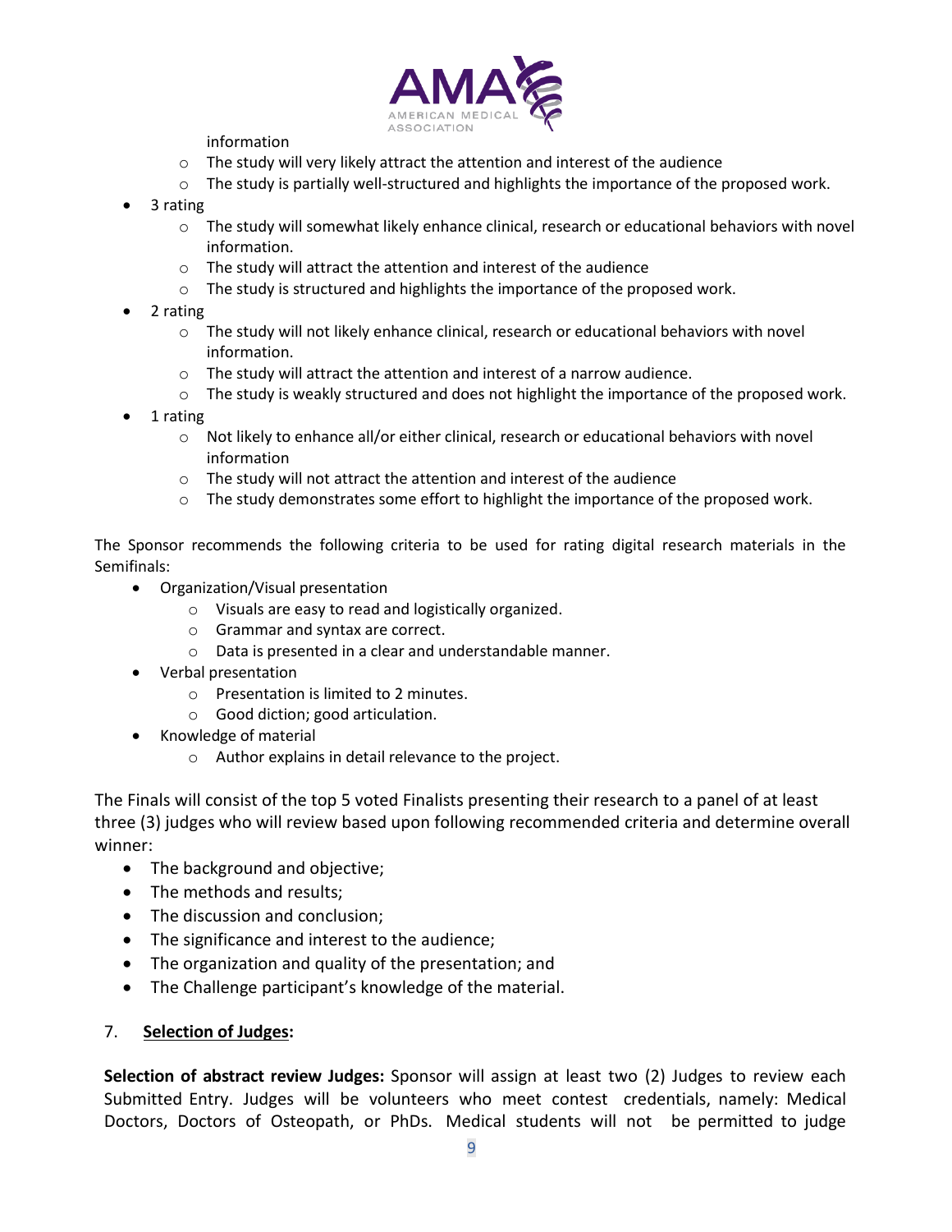information

    - The study will very likely attract the attention and interest of the audience
    - The study is partially well-structured and highlights the importance of the proposed work.
- 3 rating
    - The study will somewhat likely enhance clinical, research or educational behaviors with novel information.
    - The study will attract the attention and interest of the audience
    - The study is structured and highlights the importance of the proposed work.
- 2 rating
    - The study will not likely enhance clinical, research or educational behaviors with novel information.
    - The study will attract the attention and interest of a narrow audience.
    - The study is weakly structured and does not highlight the importance of the proposed work.
- 1 rating
    - Not likely to enhance all/or either clinical, research or educational behaviors with novel information
    - The study will not attract the attention and interest of the audience
    - The study demonstrates some effort to highlight the importance of the proposed work.

The Sponsor recommends the following criteria to be used for rating digital research materials in the Semifinals:

- Organization/Visual presentation
    - Visuals are easy to read and logistically organized.
    - Grammar and syntax are correct.
    - Data is presented in a clear and understandable manner.
- Verbal presentation
    - Presentation is limited to 2 minutes.
    - Good diction; good articulation.
- Knowledge of material
    - Author explains in detail relevance to the project.

The Finals will consist of the top 5 voted Finalists presenting their research to a panel of at least three (3) judges who will review based upon following recommended criteria and determine overall winner:

- The background and objective;
- The methods and results;
- The discussion and conclusion;
- The significance and interest to the audience;
- The organization and quality of the presentation; and
- The Challenge participant's knowledge of the material.

7. **Selection of Judges:**

**Selection of abstract review Judges:** Sponsor will assign at least two (2) Judges to review each Submitted Entry. Judges will be volunteers who meet contest credentials, namely: Medical Doctors, Doctors of Osteopath, or PhDs. Medical students will not be permitted to judge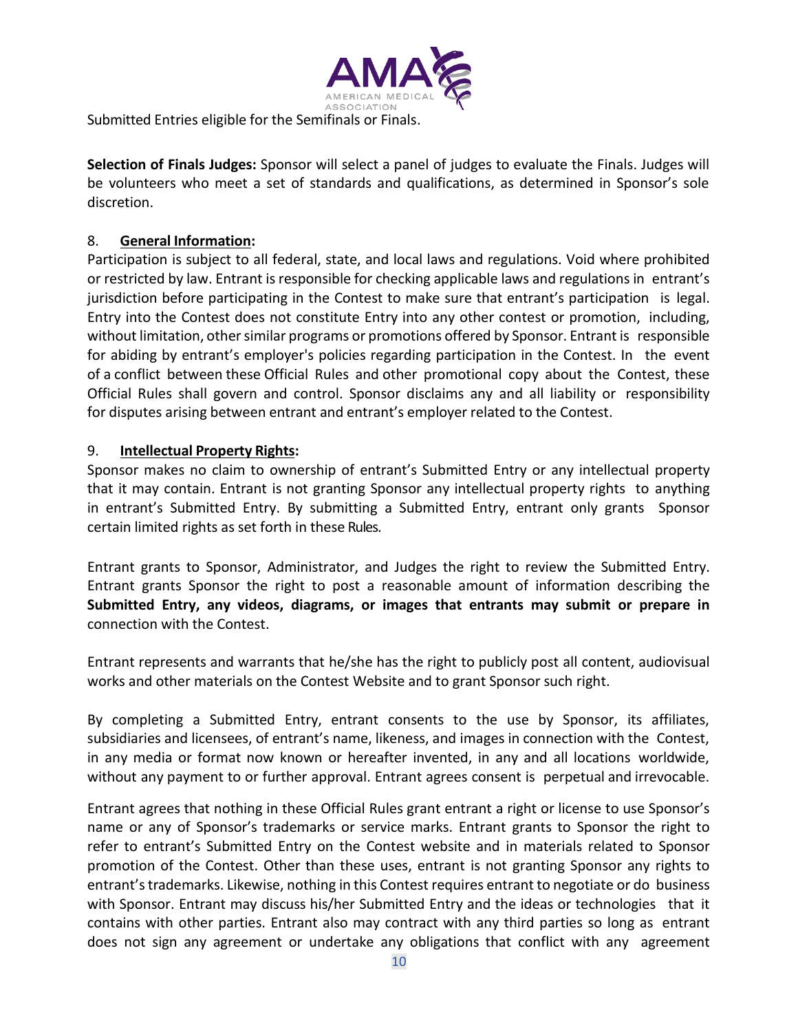Submitted Entries eligible for the Semifinals or Finals.

**Selection of Finals Judges:** Sponsor will select a panel of judges to evaluate the Finals. Judges will be volunteers who meet a set of standards and qualifications, as determined in Sponsor's sole discretion.

## 8. <u>**General Information**</u>:

Participation is subject to all federal, state, and local laws and regulations. Void where prohibited or restricted by law. Entrant is responsible for checking applicable laws and regulations in entrant's jurisdiction before participating in the Contest to make sure that entrant's participation is legal. Entry into the Contest does not constitute Entry into any other contest or promotion, including, without limitation, other similar programs or promotions offered by Sponsor. Entrant is responsible for abiding by entrant's employer's policies regarding participation in the Contest. In the event of a conflict between these Official Rules and other promotional copy about the Contest, these Official Rules shall govern and control. Sponsor disclaims any and all liability or responsibility for disputes arising between entrant and entrant's employer related to the Contest.

## 9. <u>**Intellectual Property Rights**</u>:

Sponsor makes no claim to ownership of entrant's Submitted Entry or any intellectual property that it may contain. Entrant is not granting Sponsor any intellectual property rights to anything in entrant's Submitted Entry. By submitting a Submitted Entry, entrant only grants Sponsor certain limited rights as set forth in these Rules.

Entrant grants to Sponsor, Administrator, and Judges the right to review the Submitted Entry. Entrant grants Sponsor the right to post a reasonable amount of information describing the **Submitted Entry, any videos, diagrams, or images that entrants may submit or prepare in** connection with the Contest.

Entrant represents and warrants that he/she has the right to publicly post all content, audiovisual works and other materials on the Contest Website and to grant Sponsor such right.

By completing a Submitted Entry, entrant consents to the use by Sponsor, its affiliates, subsidiaries and licensees, of entrant's name, likeness, and images in connection with the Contest, in any media or format now known or hereafter invented, in any and all locations worldwide, without any payment to or further approval. Entrant agrees consent is perpetual and irrevocable.

Entrant agrees that nothing in these Official Rules grant entrant a right or license to use Sponsor's name or any of Sponsor's trademarks or service marks. Entrant grants to Sponsor the right to refer to entrant's Submitted Entry on the Contest website and in materials related to Sponsor promotion of the Contest. Other than these uses, entrant is not granting Sponsor any rights to entrant's trademarks. Likewise, nothing in this Contest requires entrant to negotiate or do business with Sponsor. Entrant may discuss his/her Submitted Entry and the ideas or technologies that it contains with other parties. Entrant also may contract with any third parties so long as entrant does not sign any agreement or undertake any obligations that conflict with any agreement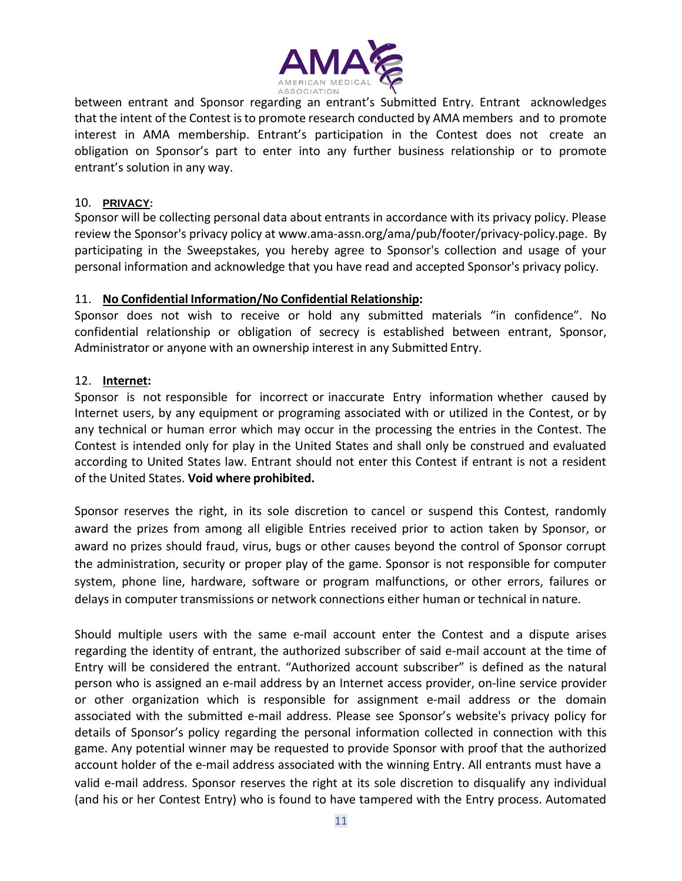between entrant and Sponsor regarding an entrant's Submitted Entry. Entrant acknowledges that the intent of the Contest is to promote research conducted by AMA members and to promote interest in AMA membership. Entrant's participation in the Contest does not create an obligation on Sponsor's part to enter into any further business relationship or to promote entrant's solution in any way.

10. **PRIVACY:**
Sponsor will be collecting personal data about entrants in accordance with its privacy policy. Please review the Sponsor's privacy policy at www.ama-assn.org/ama/pub/footer/privacy-policy.page. By participating in the Sweepstakes, you hereby agree to Sponsor's collection and usage of your personal information and acknowledge that you have read and accepted Sponsor's privacy policy.

11. **No Confidential Information/No Confidential Relationship:**
Sponsor does not wish to receive or hold any submitted materials "in confidence". No confidential relationship or obligation of secrecy is established between entrant, Sponsor, Administrator or anyone with an ownership interest in any Submitted Entry.

12. **Internet:**
Sponsor is not responsible for incorrect or inaccurate Entry information whether caused by Internet users, by any equipment or programing associated with or utilized in the Contest, or by any technical or human error which may occur in the processing the entries in the Contest. The Contest is intended only for play in the United States and shall only be construed and evaluated according to United States law. Entrant should not enter this Contest if entrant is not a resident of the United States. **Void where prohibited.**

Sponsor reserves the right, in its sole discretion to cancel or suspend this Contest, randomly award the prizes from among all eligible Entries received prior to action taken by Sponsor, or award no prizes should fraud, virus, bugs or other causes beyond the control of Sponsor corrupt the administration, security or proper play of the game. Sponsor is not responsible for computer system, phone line, hardware, software or program malfunctions, or other errors, failures or delays in computer transmissions or network connections either human or technical in nature.

Should multiple users with the same e-mail account enter the Contest and a dispute arises regarding the identity of entrant, the authorized subscriber of said e-mail account at the time of Entry will be considered the entrant. "Authorized account subscriber" is defined as the natural person who is assigned an e-mail address by an Internet access provider, on-line service provider or other organization which is responsible for assignment e-mail address or the domain associated with the submitted e-mail address. Please see Sponsor's website's privacy policy for details of Sponsor's policy regarding the personal information collected in connection with this game. Any potential winner may be requested to provide Sponsor with proof that the authorized account holder of the e-mail address associated with the winning Entry. All entrants must have a valid e-mail address. Sponsor reserves the right at its sole discretion to disqualify any individual (and his or her Contest Entry) who is found to have tampered with the Entry process. Automated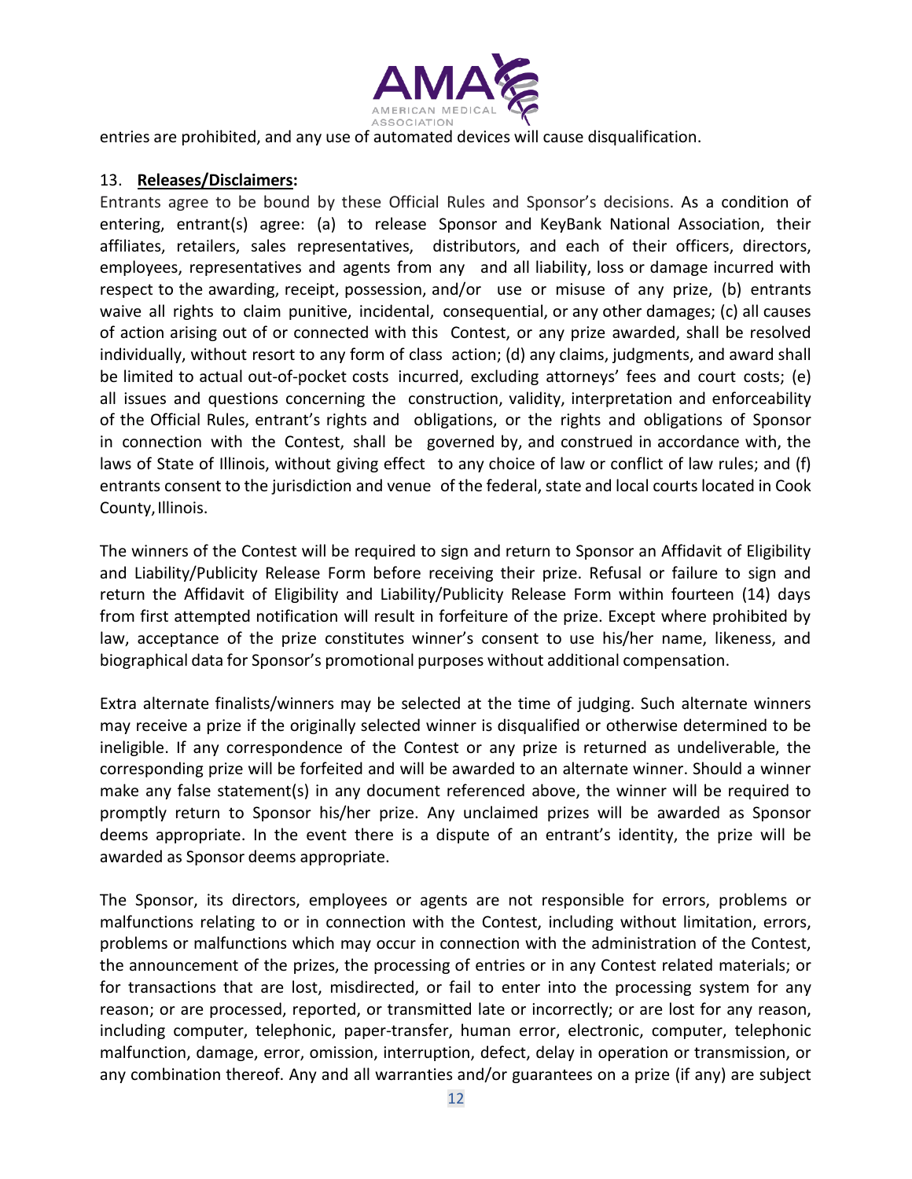entries are prohibited, and any use of automated devices will cause disqualification.

13. **Releases/Disclaimers:**

Entrants agree to be bound by these Official Rules and Sponsor's decisions. As a condition of entering, entrant(s) agree: (a) to release Sponsor and KeyBank National Association, their affiliates, retailers, sales representatives, distributors, and each of their officers, directors, employees, representatives and agents from any and all liability, loss or damage incurred with respect to the awarding, receipt, possession, and/or use or misuse of any prize, (b) entrants waive all rights to claim punitive, incidental, consequential, or any other damages; (c) all causes of action arising out of or connected with this Contest, or any prize awarded, shall be resolved individually, without resort to any form of class action; (d) any claims, judgments, and award shall be limited to actual out-of-pocket costs incurred, excluding attorneys' fees and court costs; (e) all issues and questions concerning the construction, validity, interpretation and enforceability of the Official Rules, entrant's rights and obligations, or the rights and obligations of Sponsor in connection with the Contest, shall be governed by, and construed in accordance with, the laws of State of Illinois, without giving effect to any choice of law or conflict of law rules; and (f) entrants consent to the jurisdiction and venue of the federal, state and local courts located in Cook County, Illinois.

The winners of the Contest will be required to sign and return to Sponsor an Affidavit of Eligibility and Liability/Publicity Release Form before receiving their prize. Refusal or failure to sign and return the Affidavit of Eligibility and Liability/Publicity Release Form within fourteen (14) days from first attempted notification will result in forfeiture of the prize. Except where prohibited by law, acceptance of the prize constitutes winner's consent to use his/her name, likeness, and biographical data for Sponsor's promotional purposes without additional compensation.

Extra alternate finalists/winners may be selected at the time of judging. Such alternate winners may receive a prize if the originally selected winner is disqualified or otherwise determined to be ineligible. If any correspondence of the Contest or any prize is returned as undeliverable, the corresponding prize will be forfeited and will be awarded to an alternate winner. Should a winner make any false statement(s) in any document referenced above, the winner will be required to promptly return to Sponsor his/her prize. Any unclaimed prizes will be awarded as Sponsor deems appropriate. In the event there is a dispute of an entrant's identity, the prize will be awarded as Sponsor deems appropriate.

The Sponsor, its directors, employees or agents are not responsible for errors, problems or malfunctions relating to or in connection with the Contest, including without limitation, errors, problems or malfunctions which may occur in connection with the administration of the Contest, the announcement of the prizes, the processing of entries or in any Contest related materials; or for transactions that are lost, misdirected, or fail to enter into the processing system for any reason; or are processed, reported, or transmitted late or incorrectly; or are lost for any reason, including computer, telephonic, paper-transfer, human error, electronic, computer, telephonic malfunction, damage, error, omission, interruption, defect, delay in operation or transmission, or any combination thereof. Any and all warranties and/or guarantees on a prize (if any) are subject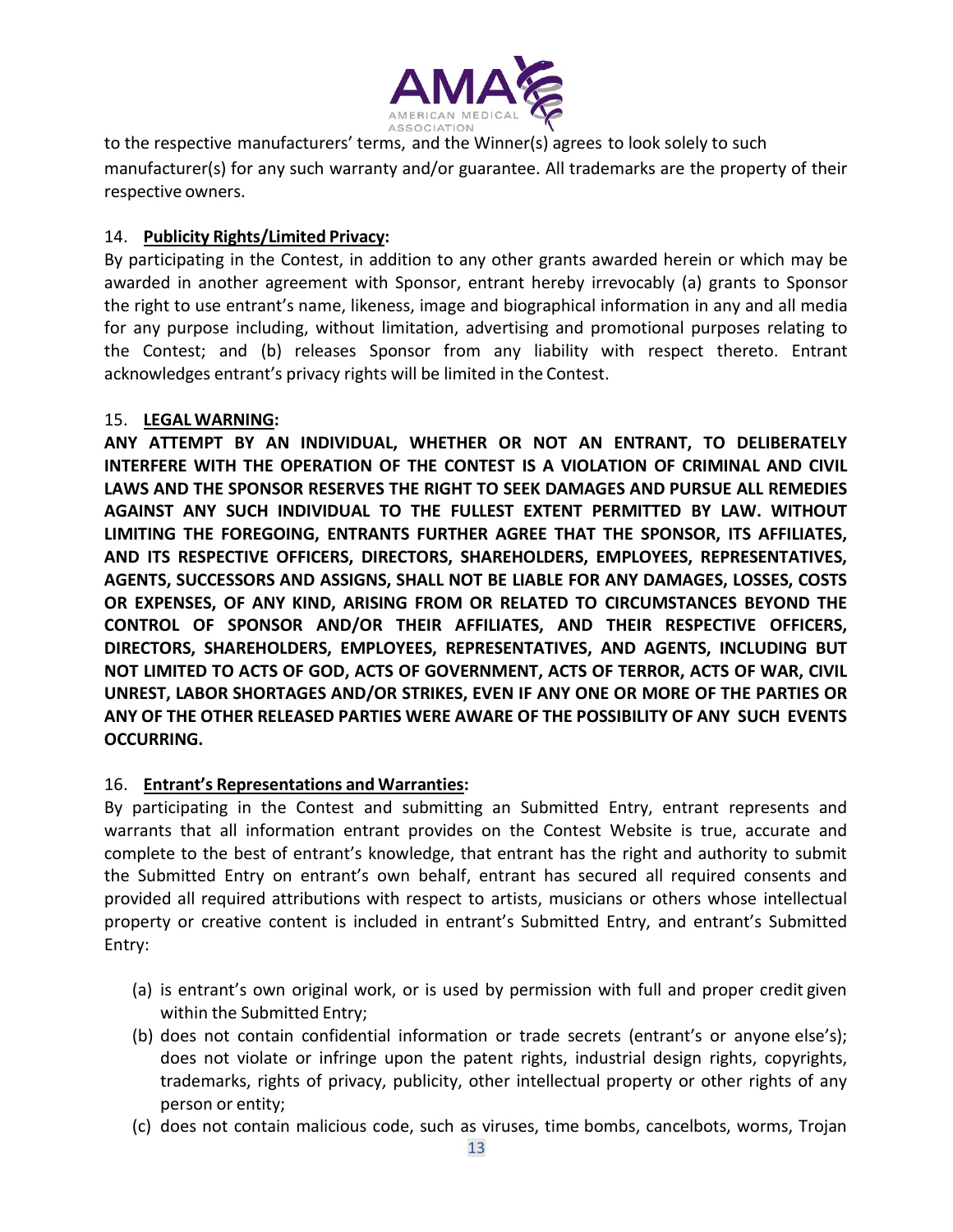to the respective manufacturers' terms, and the Winner(s) agrees to look solely to such manufacturer(s) for any such warranty and/or guarantee. All trademarks are the property of their respective owners.

14. **Publicity Rights/Limited Privacy:**

By participating in the Contest, in addition to any other grants awarded herein or which may be awarded in another agreement with Sponsor, entrant hereby irrevocably (a) grants to Sponsor the right to use entrant's name, likeness, image and biographical information in any and all media for any purpose including, without limitation, advertising and promotional purposes relating to the Contest; and (b) releases Sponsor from any liability with respect thereto. Entrant acknowledges entrant's privacy rights will be limited in the Contest.

15. **LEGAL WARNING:**

**ANY ATTEMPT BY AN INDIVIDUAL, WHETHER OR NOT AN ENTRANT, TO DELIBERATELY INTERFERE WITH THE OPERATION OF THE CONTEST IS A VIOLATION OF CRIMINAL AND CIVIL LAWS AND THE SPONSOR RESERVES THE RIGHT TO SEEK DAMAGES AND PURSUE ALL REMEDIES AGAINST ANY SUCH INDIVIDUAL TO THE FULLEST EXTENT PERMITTED BY LAW. WITHOUT LIMITING THE FOREGOING, ENTRANTS FURTHER AGREE THAT THE SPONSOR, ITS AFFILIATES, AND ITS RESPECTIVE OFFICERS, DIRECTORS, SHAREHOLDERS, EMPLOYEES, REPRESENTATIVES, AGENTS, SUCCESSORS AND ASSIGNS, SHALL NOT BE LIABLE FOR ANY DAMAGES, LOSSES, COSTS OR EXPENSES, OF ANY KIND, ARISING FROM OR RELATED TO CIRCUMSTANCES BEYOND THE CONTROL OF SPONSOR AND/OR THEIR AFFILIATES, AND THEIR RESPECTIVE OFFICERS, DIRECTORS, SHAREHOLDERS, EMPLOYEES, REPRESENTATIVES, AND AGENTS, INCLUDING BUT NOT LIMITED TO ACTS OF GOD, ACTS OF GOVERNMENT, ACTS OF TERROR, ACTS OF WAR, CIVIL UNREST, LABOR SHORTAGES AND/OR STRIKES, EVEN IF ANY ONE OR MORE OF THE PARTIES OR ANY OF THE OTHER RELEASED PARTIES WERE AWARE OF THE POSSIBILITY OF ANY SUCH EVENTS OCCURRING.**

16. **Entrant's Representations and Warranties:**

By participating in the Contest and submitting an Submitted Entry, entrant represents and warrants that all information entrant provides on the Contest Website is true, accurate and complete to the best of entrant's knowledge, that entrant has the right and authority to submit the Submitted Entry on entrant's own behalf, entrant has secured all required consents and provided all required attributions with respect to artists, musicians or others whose intellectual property or creative content is included in entrant's Submitted Entry, and entrant's Submitted Entry:

(a) is entrant's own original work, or is used by permission with full and proper credit given within the Submitted Entry;
(b) does not contain confidential information or trade secrets (entrant's or anyone else's); does not violate or infringe upon the patent rights, industrial design rights, copyrights, trademarks, rights of privacy, publicity, other intellectual property or other rights of any person or entity;
(c) does not contain malicious code, such as viruses, time bombs, cancelbots, worms, Trojan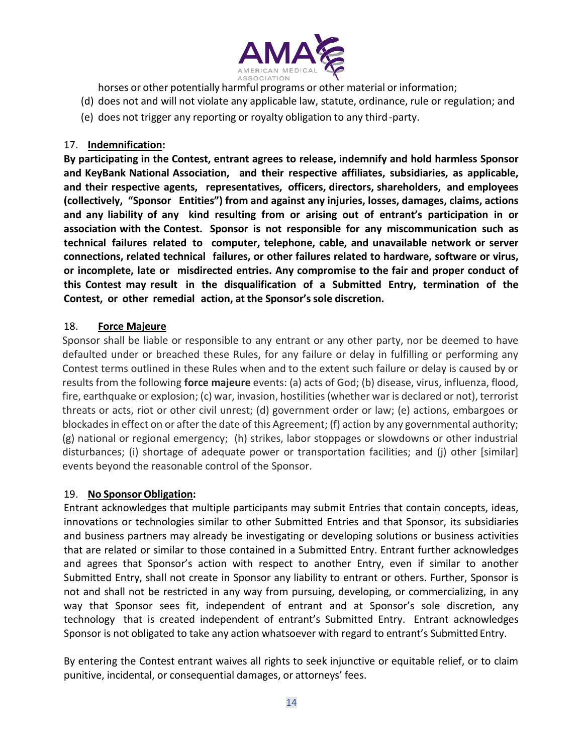horses or other potentially harmful programs or other material or information;

(d) does not and will not violate any applicable law, statute, ordinance, rule or regulation; and

(e) does not trigger any reporting or royalty obligation to any third-party.

17. **Indemnification:**

**By participating in the Contest, entrant agrees to release, indemnify and hold harmless Sponsor and KeyBank National Association, and their respective affiliates, subsidiaries, as applicable, and their respective agents, representatives, officers, directors, shareholders, and employees (collectively, "Sponsor Entities") from and against any injuries, losses, damages, claims, actions and any liability of any kind resulting from or arising out of entrant's participation in or association with the Contest. Sponsor is not responsible for any miscommunication such as technical failures related to computer, telephone, cable, and unavailable network or server connections, related technical failures, or other failures related to hardware, software or virus, or incomplete, late or misdirected entries. Any compromise to the fair and proper conduct of this Contest may result in the disqualification of a Submitted Entry, termination of the Contest, or other remedial action, at the Sponsor's sole discretion.**

18. **Force Majeure**

Sponsor shall be liable or responsible to any entrant or any other party, nor be deemed to have defaulted under or breached these Rules, for any failure or delay in fulfilling or performing any Contest terms outlined in these Rules when and to the extent such failure or delay is caused by or results from the following **force majeure** events: (a) acts of God; (b) disease, virus, influenza, flood, fire, earthquake or explosion; (c) war, invasion, hostilities (whether war is declared or not), terrorist threats or acts, riot or other civil unrest; (d) government order or law; (e) actions, embargoes or blockades in effect on or after the date of this Agreement; (f) action by any governmental authority; (g) national or regional emergency; (h) strikes, labor stoppages or slowdowns or other industrial disturbances; (i) shortage of adequate power or transportation facilities; and (j) other [similar] events beyond the reasonable control of the Sponsor.

19. **No Sponsor Obligation:**

Entrant acknowledges that multiple participants may submit Entries that contain concepts, ideas, innovations or technologies similar to other Submitted Entries and that Sponsor, its subsidiaries and business partners may already be investigating or developing solutions or business activities that are related or similar to those contained in a Submitted Entry. Entrant further acknowledges and agrees that Sponsor's action with respect to another Entry, even if similar to another Submitted Entry, shall not create in Sponsor any liability to entrant or others. Further, Sponsor is not and shall not be restricted in any way from pursuing, developing, or commercializing, in any way that Sponsor sees fit, independent of entrant and at Sponsor's sole discretion, any technology that is created independent of entrant's Submitted Entry. Entrant acknowledges Sponsor is not obligated to take any action whatsoever with regard to entrant's Submitted Entry.

By entering the Contest entrant waives all rights to seek injunctive or equitable relief, or to claim punitive, incidental, or consequential damages, or attorneys' fees.